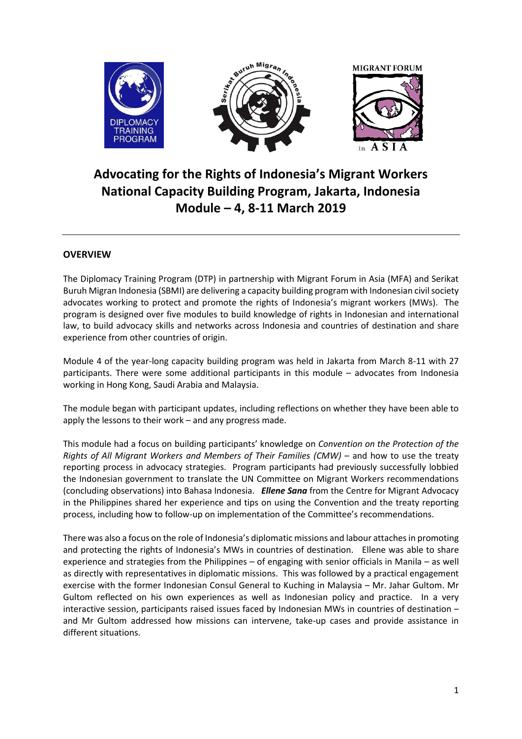# Advocating for the Rights of Indonesia's Migrant Workers
# National Capacity Building Program, Jakarta, Indonesia
# Module – 4, 8-11 March 2019

---

## OVERVIEW

The Diplomacy Training Program (DTP) in partnership with Migrant Forum in Asia (MFA) and Serikat Buruh Migran Indonesia (SBMI) are delivering a capacity building program with Indonesian civil society advocates working to protect and promote the rights of Indonesia's migrant workers (MWs). The program is designed over five modules to build knowledge of rights in Indonesian and international law, to build advocacy skills and networks across Indonesia and countries of destination and share experience from other countries of origin.

Module 4 of the year-long capacity building program was held in Jakarta from March 8-11 with 27 participants. There were some additional participants in this module – advocates from Indonesia working in Hong Kong, Saudi Arabia and Malaysia.

The module began with participant updates, including reflections on whether they have been able to apply the lessons to their work – and any progress made.

This module had a focus on building participants' knowledge on *Convention on the Protection of the Rights of All Migrant Workers and Members of Their Families (CMW)* – and how to use the treaty reporting process in advocacy strategies. Program participants had previously successfully lobbied the Indonesian government to translate the UN Committee on Migrant Workers recommendations (concluding observations) into Bahasa Indonesia. ***Ellene Sana*** from the Centre for Migrant Advocacy in the Philippines shared her experience and tips on using the Convention and the treaty reporting process, including how to follow-up on implementation of the Committee's recommendations.

There was also a focus on the role of Indonesia's diplomatic missions and labour attaches in promoting and protecting the rights of Indonesia's MWs in countries of destination. Ellene was able to share experience and strategies from the Philippines – of engaging with senior officials in Manila – as well as directly with representatives in diplomatic missions. This was followed by a practical engagement exercise with the former Indonesian Consul General to Kuching in Malaysia – Mr. Jahar Gultom. Mr Gultom reflected on his own experiences as well as Indonesian policy and practice. In a very interactive session, participants raised issues faced by Indonesian MWs in countries of destination – and Mr Gultom addressed how missions can intervene, take-up cases and provide assistance in different situations.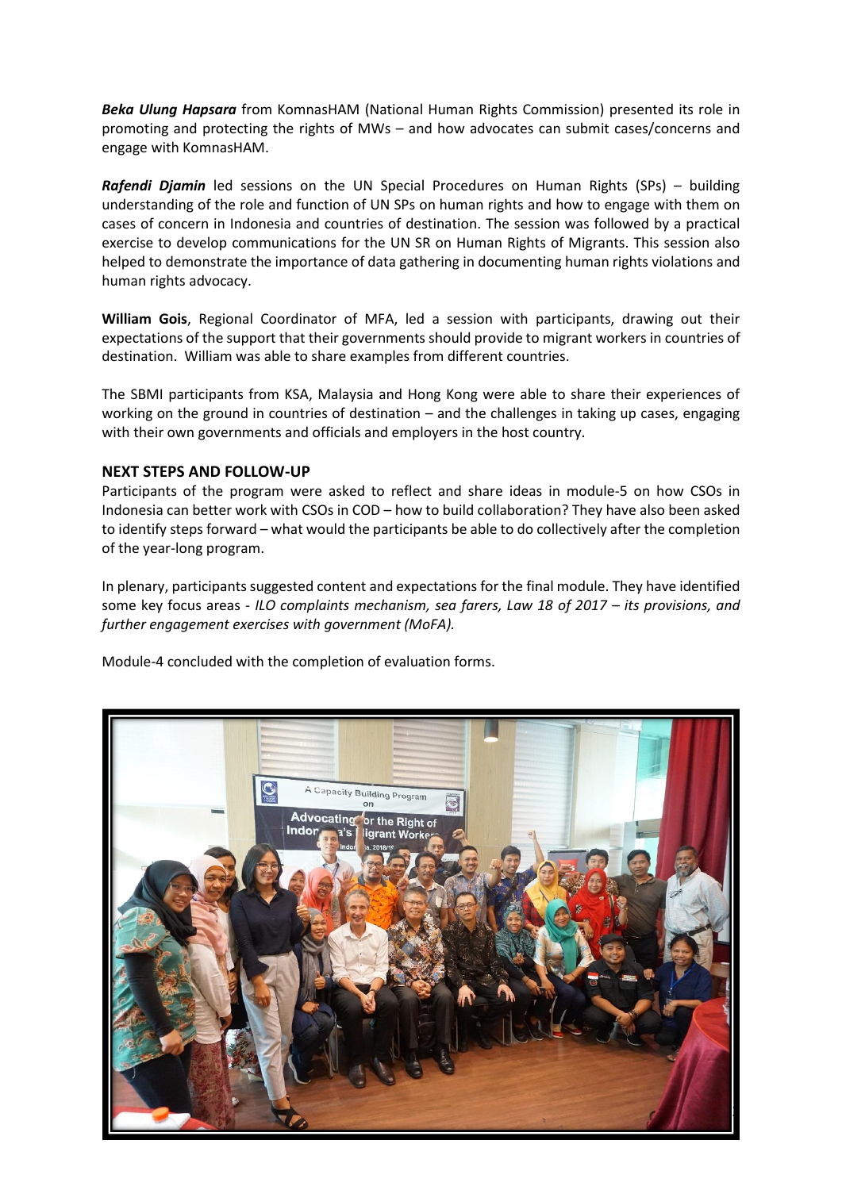***Beka Ulung Hapsara*** from KomnasHAM (National Human Rights Commission) presented its role in promoting and protecting the rights of MWs – and how advocates can submit cases/concerns and engage with KomnasHAM.

***Rafendi Djamin*** led sessions on the UN Special Procedures on Human Rights (SPs) – building understanding of the role and function of UN SPs on human rights and how to engage with them on cases of concern in Indonesia and countries of destination. The session was followed by a practical exercise to develop communications for the UN SR on Human Rights of Migrants. This session also helped to demonstrate the importance of data gathering in documenting human rights violations and human rights advocacy.

**William Gois**, Regional Coordinator of MFA, led a session with participants, drawing out their expectations of the support that their governments should provide to migrant workers in countries of destination. William was able to share examples from different countries.

The SBMI participants from KSA, Malaysia and Hong Kong were able to share their experiences of working on the ground in countries of destination – and the challenges in taking up cases, engaging with their own governments and officials and employers in the host country.

## NEXT STEPS AND FOLLOW-UP

Participants of the program were asked to reflect and share ideas in module-5 on how CSOs in Indonesia can better work with CSOs in COD – how to build collaboration? They have also been asked to identify steps forward – what would the participants be able to do collectively after the completion of the year-long program.

In plenary, participants suggested content and expectations for the final module. They have identified some key focus areas - *ILO complaints mechanism, sea farers, Law 18 of 2017 – its provisions, and further engagement exercises with government (MoFA).*

Module-4 concluded with the completion of evaluation forms.